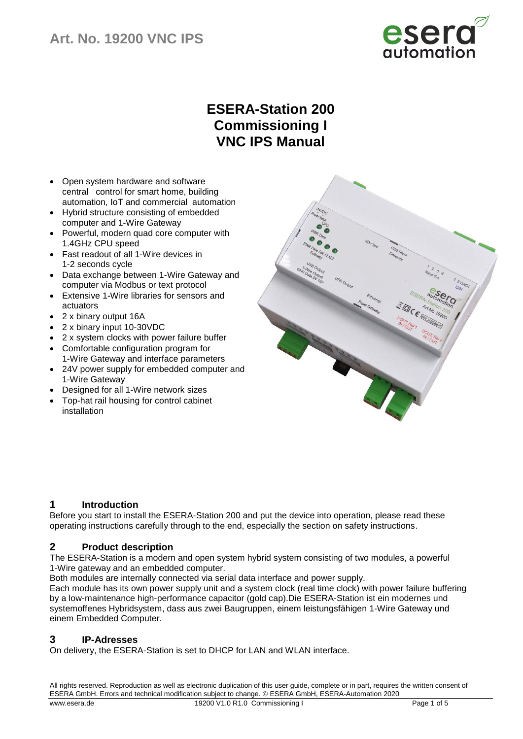# Art. No. 19200 VNC IPS

# ESERA-Station 200 Commissioning I VNC IPS Manual

- Open system hardware and software central control for smart home, building automation, IoT and commercial automation
- Hybrid structure consisting of embedded computer and 1-Wire Gateway
- Powerful, modern quad core computer with 1.4GHz CPU speed
- Fast readout of all 1-Wire devices in 1-2 seconds cycle
- Data exchange between 1-Wire Gateway and computer via Modbus or text protocol
- Extensive 1-Wire libraries for sensors and actuators
- 2 x binary output 16A
- 2 x binary input 10-30VDC
- 2 x system clocks with power failure buffer
- Comfortable configuration program for 1-Wire Gateway and interface parameters
- 24V power supply for embedded computer and 1-Wire Gateway
- Designed for all 1-Wire network sizes
- Top-hat rail housing for control cabinet installation

## 1 Introduction

Before you start to install the ESERA-Station 200 and put the device into operation, please read these operating instructions carefully through to the end, especially the section on safety instructions.

## 2 Product description

The ESERA-Station is a modern and open system hybrid system consisting of two modules, a powerful 1-Wire gateway and an embedded computer.

Both modules are internally connected via serial data interface and power supply.

Each module has its own power supply unit and a system clock (real time clock) with power failure buffering by a low-maintenance high-performance capacitor (gold cap).Die ESERA-Station ist ein modernes und systemoffenes Hybridsystem, dass aus zwei Baugruppen, einem leistungsfähigen 1-Wire Gateway und einem Embedded Computer.

## 3 IP-Adresses

On delivery, the ESERA-Station is set to DHCP for LAN and WLAN interface.

All rights reserved. Reproduction as well as electronic duplication of this user guide, complete or in part, requires the written consent of ESERA GmbH. Errors and technical modification subject to change. © ESERA GmbH, ESERA-Automation 2020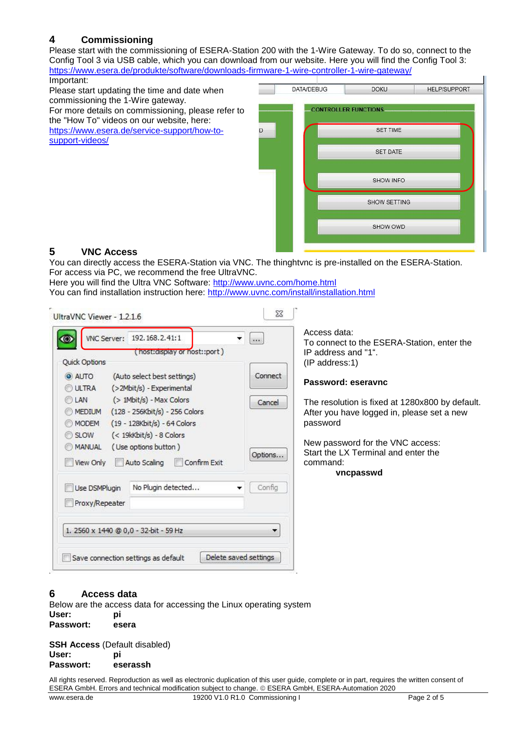## 4 Commissioning

Please start with the commissioning of ESERA-Station 200 with the 1-Wire Gateway. To do so, connect to the Config Tool 3 via USB cable, which you can download from our website. Here you will find the Config Tool 3: https://www.esera.de/produkte/software/downloads-firmware-1-wire-controller-1-wire-gateway/

Important:
Please start updating the time and date when commissioning the 1-Wire gateway.
For more details on commissioning, please refer to the "How To" videos on our website, here: https://www.esera.de/service-support/how-to-support-videos/

## 5 VNC Access

You can directly access the ESERA-Station via VNC. The thinghtvnc is pre-installed on the ESERA-Station. For access via PC, we recommend the free UltraVNC.
Here you will find the Ultra VNC Software: http://www.uvnc.com/home.html
You can find installation instruction here: http://www.uvnc.com/install/installation.html

Access data:
To connect to the ESERA-Station, enter the IP address and "1".
(IP address:1)

**Password: eseravnc**

The resolution is fixed at 1280x800 by default. After you have logged in, please set a new password

New password for the VNC access:
Start the LX Terminal and enter the command:

**vncpasswd**

## 6 Access data

Below are the access data for accessing the Linux operating system

**User:** **pi**
**Passwort:** **esera**

**SSH Access** (Default disabled)
**User:** **pi**
**Passwort:** **eserassh**

All rights reserved. Reproduction as well as electronic duplication of this user guide, complete or in part, requires the written consent of ESERA GmbH. Errors and technical modification subject to change. © ESERA GmbH, ESERA-Automation 2020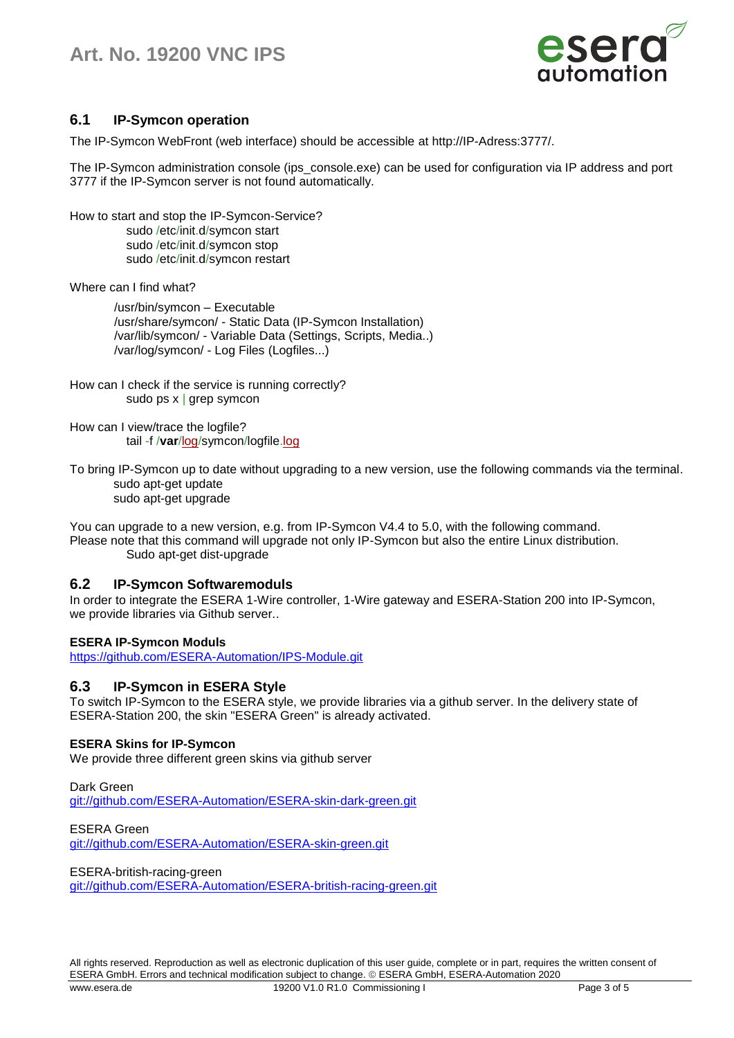## 6.1 IP-Symcon operation

The IP-Symcon WebFront (web interface) should be accessible at http://IP-Adress:3777/.

The IP-Symcon administration console (ips_console.exe) can be used for configuration via IP address and port 3777 if the IP-Symcon server is not found automatically.

How to start and stop the IP-Symcon-Service?

```
sudo /etc/init.d/symcon start
sudo /etc/init.d/symcon stop
sudo /etc/init.d/symcon restart
```

Where can I find what?

```
/usr/bin/symcon – Executable
/usr/share/symcon/ - Static Data (IP-Symcon Installation)
/var/lib/symcon/ - Variable Data (Settings, Scripts, Media..)
/var/log/symcon/ - Log Files (Logfiles...)
```

How can I check if the service is running correctly?

```
sudo ps x | grep symcon
```

How can I view/trace the logfile?

```
tail -f /var/log/symcon/logfile.log
```

To bring IP-Symcon up to date without upgrading to a new version, use the following commands via the terminal.

```
sudo apt-get update
sudo apt-get upgrade
```

You can upgrade to a new version, e.g. from IP-Symcon V4.4 to 5.0, with the following command.
Please note that this command will upgrade not only IP-Symcon but also the entire Linux distribution.

```
Sudo apt-get dist-upgrade
```

## 6.2 IP-Symcon Softwaremoduls

In order to integrate the ESERA 1-Wire controller, 1-Wire gateway and ESERA-Station 200 into IP-Symcon, we provide libraries via Github server..

**ESERA IP-Symcon Moduls**
https://github.com/ESERA-Automation/IPS-Module.git

## 6.3 IP-Symcon in ESERA Style

To switch IP-Symcon to the ESERA style, we provide libraries via a github server. In the delivery state of ESERA-Station 200, the skin "ESERA Green" is already activated.

**ESERA Skins for IP-Symcon**
We provide three different green skins via github server

Dark Green
git://github.com/ESERA-Automation/ESERA-skin-dark-green.git

ESERA Green
git://github.com/ESERA-Automation/ESERA-skin-green.git

ESERA-british-racing-green
git://github.com/ESERA-Automation/ESERA-british-racing-green.git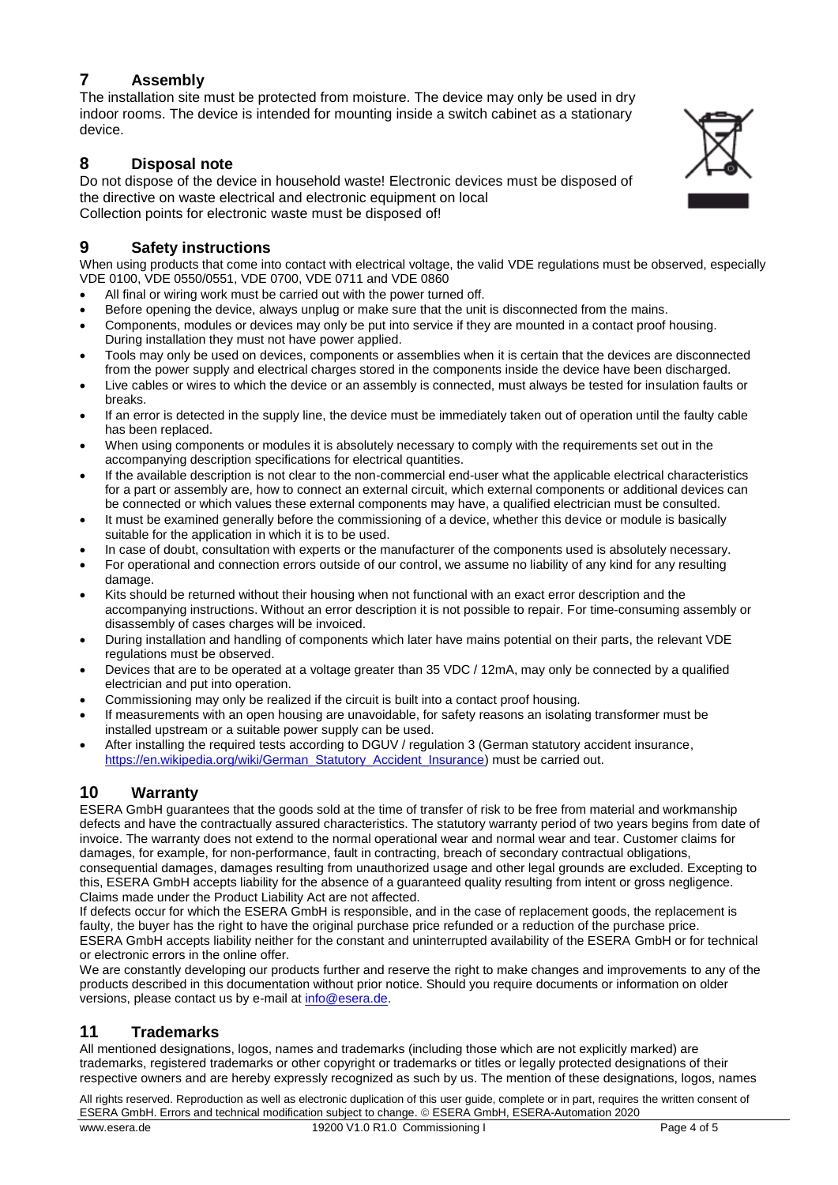## 7 Assembly

The installation site must be protected from moisture. The device may only be used in dry indoor rooms. The device is intended for mounting inside a switch cabinet as a stationary device.

## 8 Disposal note

Do not dispose of the device in household waste! Electronic devices must be disposed of the directive on waste electrical and electronic equipment on local
Collection points for electronic waste must be disposed of!

## 9 Safety instructions

When using products that come into contact with electrical voltage, the valid VDE regulations must be observed, especially VDE 0100, VDE 0550/0551, VDE 0700, VDE 0711 and VDE 0860

- All final or wiring work must be carried out with the power turned off.
- Before opening the device, always unplug or make sure that the unit is disconnected from the mains.
- Components, modules or devices may only be put into service if they are mounted in a contact proof housing. During installation they must not have power applied.
- Tools may only be used on devices, components or assemblies when it is certain that the devices are disconnected from the power supply and electrical charges stored in the components inside the device have been discharged.
- Live cables or wires to which the device or an assembly is connected, must always be tested for insulation faults or breaks.
- If an error is detected in the supply line, the device must be immediately taken out of operation until the faulty cable has been replaced.
- When using components or modules it is absolutely necessary to comply with the requirements set out in the accompanying description specifications for electrical quantities.
- If the available description is not clear to the non-commercial end-user what the applicable electrical characteristics for a part or assembly are, how to connect an external circuit, which external components or additional devices can be connected or which values these external components may have, a qualified electrician must be consulted.
- It must be examined generally before the commissioning of a device, whether this device or module is basically suitable for the application in which it is to be used.
- In case of doubt, consultation with experts or the manufacturer of the components used is absolutely necessary.
- For operational and connection errors outside of our control, we assume no liability of any kind for any resulting damage.
- Kits should be returned without their housing when not functional with an exact error description and the accompanying instructions. Without an error description it is not possible to repair. For time-consuming assembly or disassembly of cases charges will be invoiced.
- During installation and handling of components which later have mains potential on their parts, the relevant VDE regulations must be observed.
- Devices that are to be operated at a voltage greater than 35 VDC / 12mA, may only be connected by a qualified electrician and put into operation.
- Commissioning may only be realized if the circuit is built into a contact proof housing.
- If measurements with an open housing are unavoidable, for safety reasons an isolating transformer must be installed upstream or a suitable power supply can be used.
- After installing the required tests according to DGUV / regulation 3 (German statutory accident insurance, https://en.wikipedia.org/wiki/German_Statutory_Accident_Insurance) must be carried out.

## 10 Warranty

ESERA GmbH guarantees that the goods sold at the time of transfer of risk to be free from material and workmanship defects and have the contractually assured characteristics. The statutory warranty period of two years begins from date of invoice. The warranty does not extend to the normal operational wear and normal wear and tear. Customer claims for damages, for example, for non-performance, fault in contracting, breach of secondary contractual obligations, consequential damages, damages resulting from unauthorized usage and other legal grounds are excluded. Excepting to this, ESERA GmbH accepts liability for the absence of a guaranteed quality resulting from intent or gross negligence. Claims made under the Product Liability Act are not affected.

If defects occur for which the ESERA GmbH is responsible, and in the case of replacement goods, the replacement is faulty, the buyer has the right to have the original purchase price refunded or a reduction of the purchase price.

ESERA GmbH accepts liability neither for the constant and uninterrupted availability of the ESERA GmbH or for technical or electronic errors in the online offer.

We are constantly developing our products further and reserve the right to make changes and improvements to any of the products described in this documentation without prior notice. Should you require documents or information on older versions, please contact us by e-mail at info@esera.de.

## 11 Trademarks

All mentioned designations, logos, names and trademarks (including those which are not explicitly marked) are trademarks, registered trademarks or other copyright or trademarks or titles or legally protected designations of their respective owners and are hereby expressly recognized as such by us. The mention of these designations, logos, names

All rights reserved. Reproduction as well as electronic duplication of this user guide, complete or in part, requires the written consent of ESERA GmbH. Errors and technical modification subject to change. © ESERA GmbH, ESERA-Automation 2020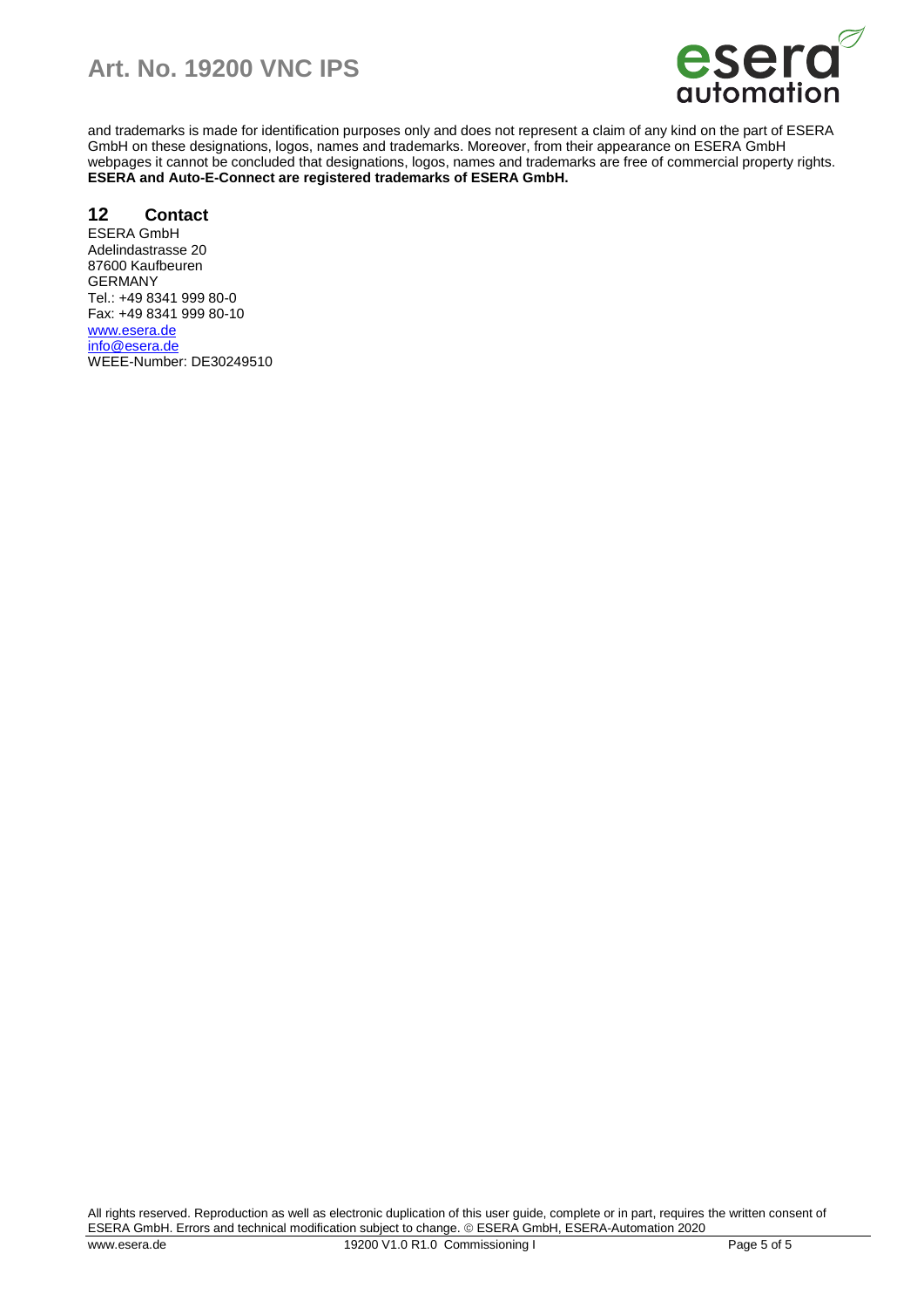and trademarks is made for identification purposes only and does not represent a claim of any kind on the part of ESERA GmbH on these designations, logos, names and trademarks. Moreover, from their appearance on ESERA GmbH webpages it cannot be concluded that designations, logos, names and trademarks are free of commercial property rights. **ESERA and Auto-E-Connect are registered trademarks of ESERA GmbH.**

## 12 Contact

ESERA GmbH
Adelindastrasse 20
87600 Kaufbeuren
GERMANY
Tel.: +49 8341 999 80-0
Fax: +49 8341 999 80-10
www.esera.de
info@esera.de
WEEE-Number: DE30249510

All rights reserved. Reproduction as well as electronic duplication of this user guide, complete or in part, requires the written consent of ESERA GmbH. Errors and technical modification subject to change. © ESERA GmbH, ESERA-Automation 2020